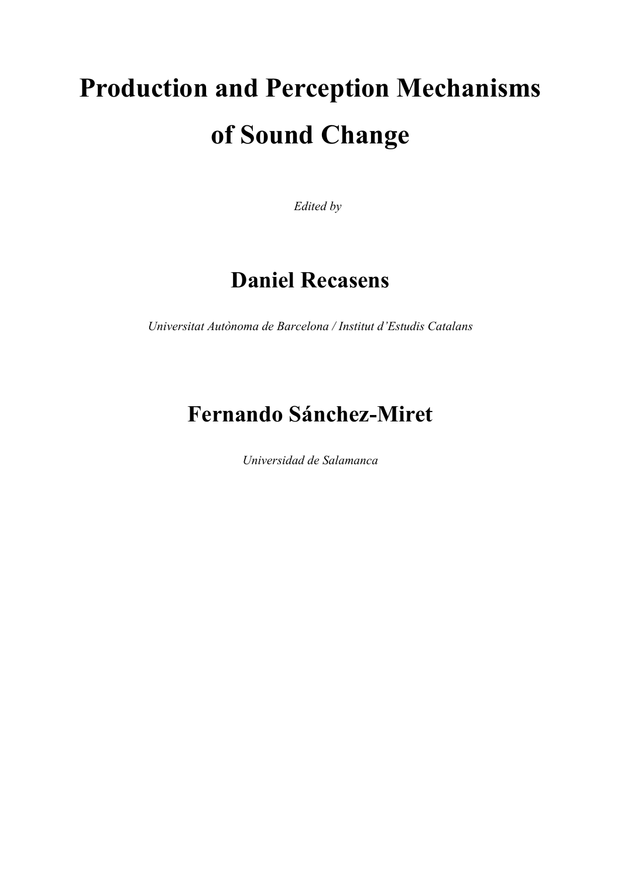# Production and Perception Mechanisms of Sound Change

*Edited by*

## Daniel Recasens

*Universitat Autònoma de Barcelona / Institut d'Estudis Catalans*

## Fernando Sánchez-Miret

*Universidad de Salamanca*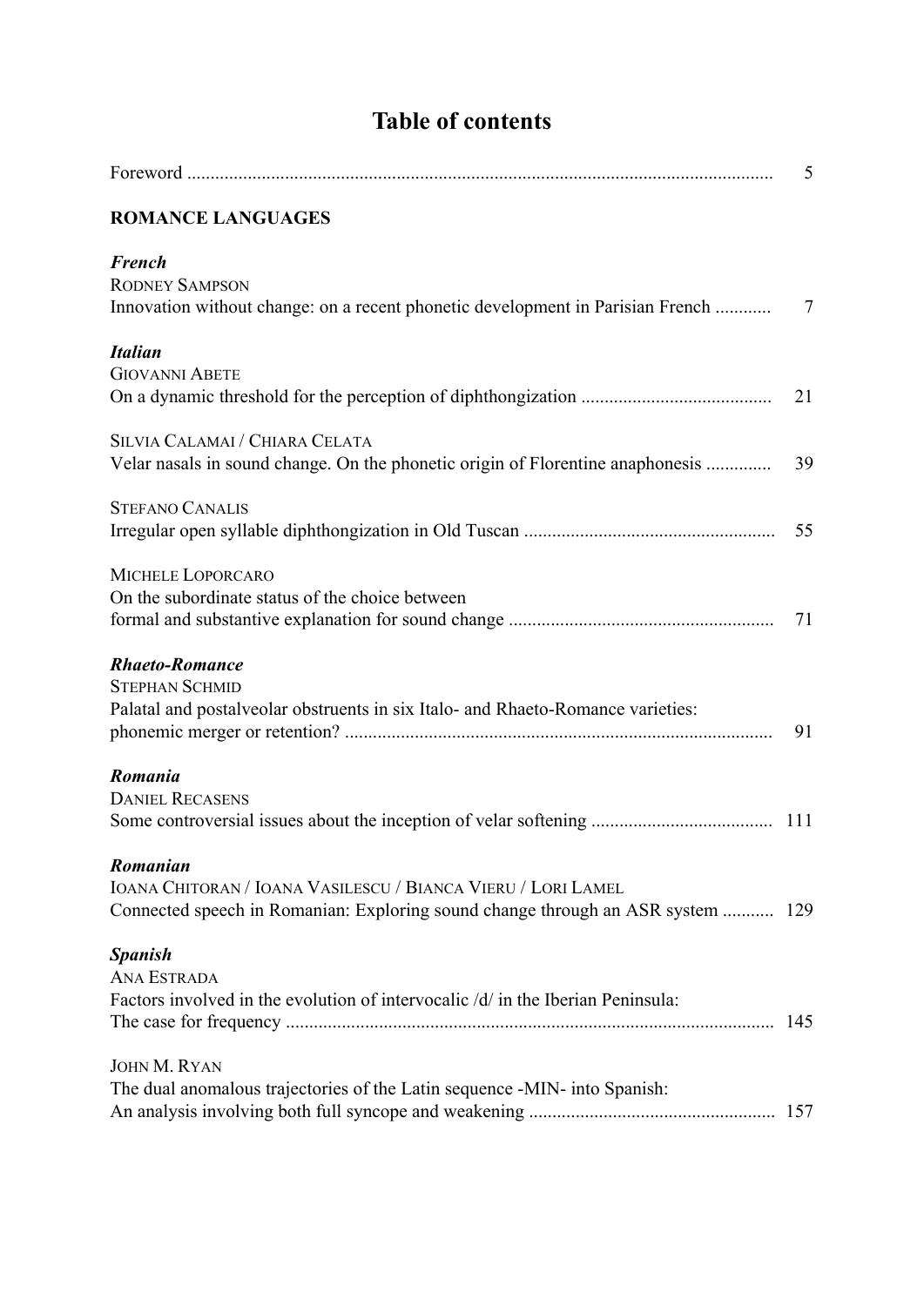# Table of contents

Foreword ............................................................................................................................ 5

**ROMANCE LANGUAGES**

***French***

RODNEY SAMPSON
Innovation without change: on a recent phonetic development in Parisian French ............ 7

***Italian***

GIOVANNI ABETE
On a dynamic threshold for the perception of diphthongization ......................................... 21

SILVIA CALAMAI / CHIARA CELATA
Velar nasals in sound change. On the phonetic origin of Florentine anaphonesis .............. 39

STEFANO CANALIS
Irregular open syllable diphthongization in Old Tuscan ..................................................... 55

MICHELE LOPORCARO
On the subordinate status of the choice between
formal and substantive explanation for sound change ........................................................ 71

***Rhaeto-Romance***

STEPHAN SCHMID
Palatal and postalveolar obstruents in six Italo- and Rhaeto-Romance varieties:
phonemic merger or retention? ........................................................................................... 91

***Romania***

DANIEL RECASENS
Some controversial issues about the inception of velar softening ....................................... 111

***Romanian***

IOANA CHITORAN / IOANA VASILESCU / BIANCA VIERU / LORI LAMEL
Connected speech in Romanian: Exploring sound change through an ASR system ........... 129

***Spanish***

ANA ESTRADA
Factors involved in the evolution of intervocalic /d/ in the Iberian Peninsula:
The case for frequency ........................................................................................................ 145

JOHN M. RYAN
The dual anomalous trajectories of the Latin sequence -MIN- into Spanish:
An analysis involving both full syncope and weakening .................................................... 157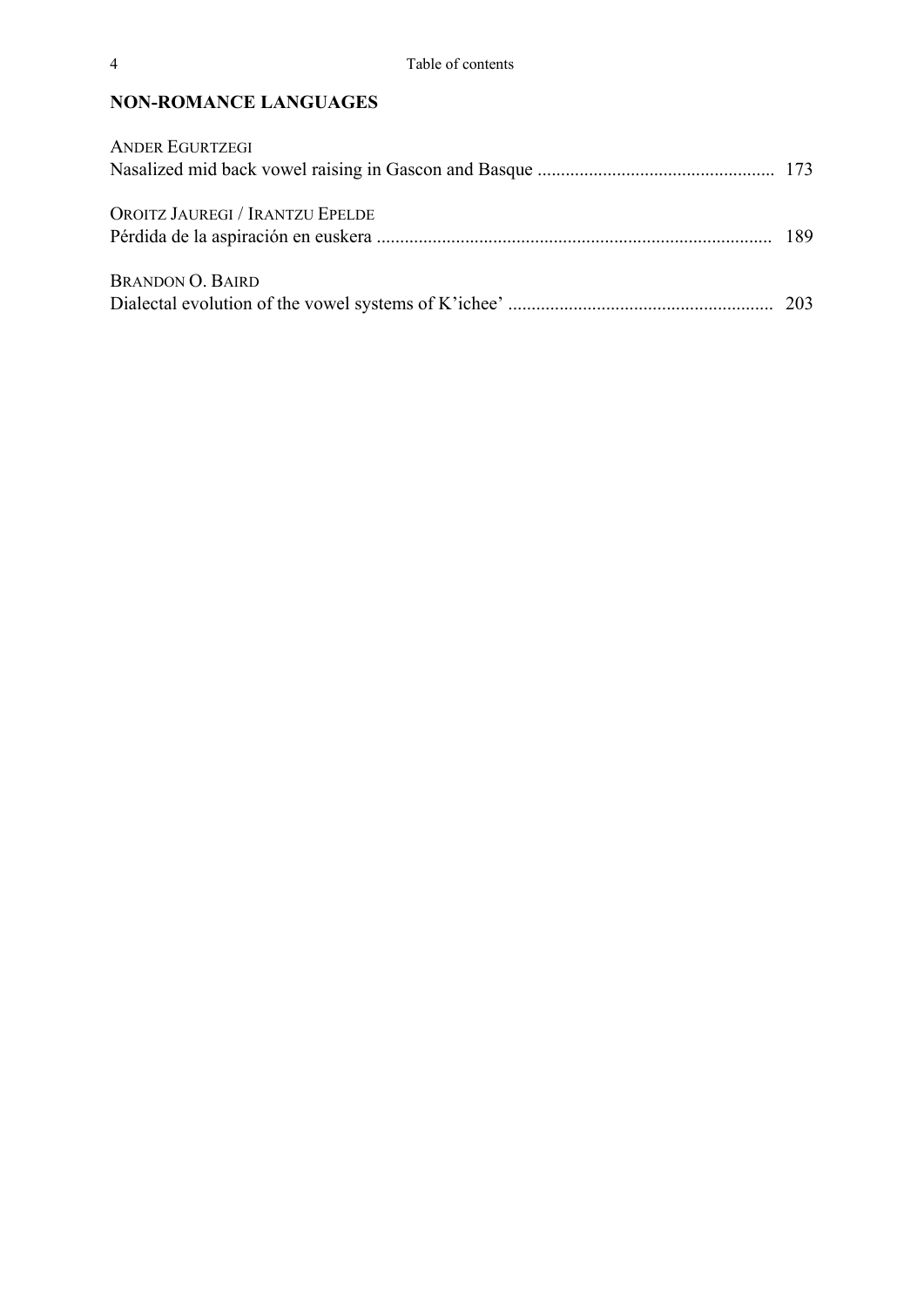## NON-ROMANCE LANGUAGES

ANDER EGURTZEGI
Nasalized mid back vowel raising in Gascon and Basque .................................................. 173

OROITZ JAUREGI / IRANTZU EPELDE
Pérdida de la aspiración en euskera .................................................................................... 189

BRANDON O. BAIRD
Dialectal evolution of the vowel systems of K'ichee' ........................................................ 203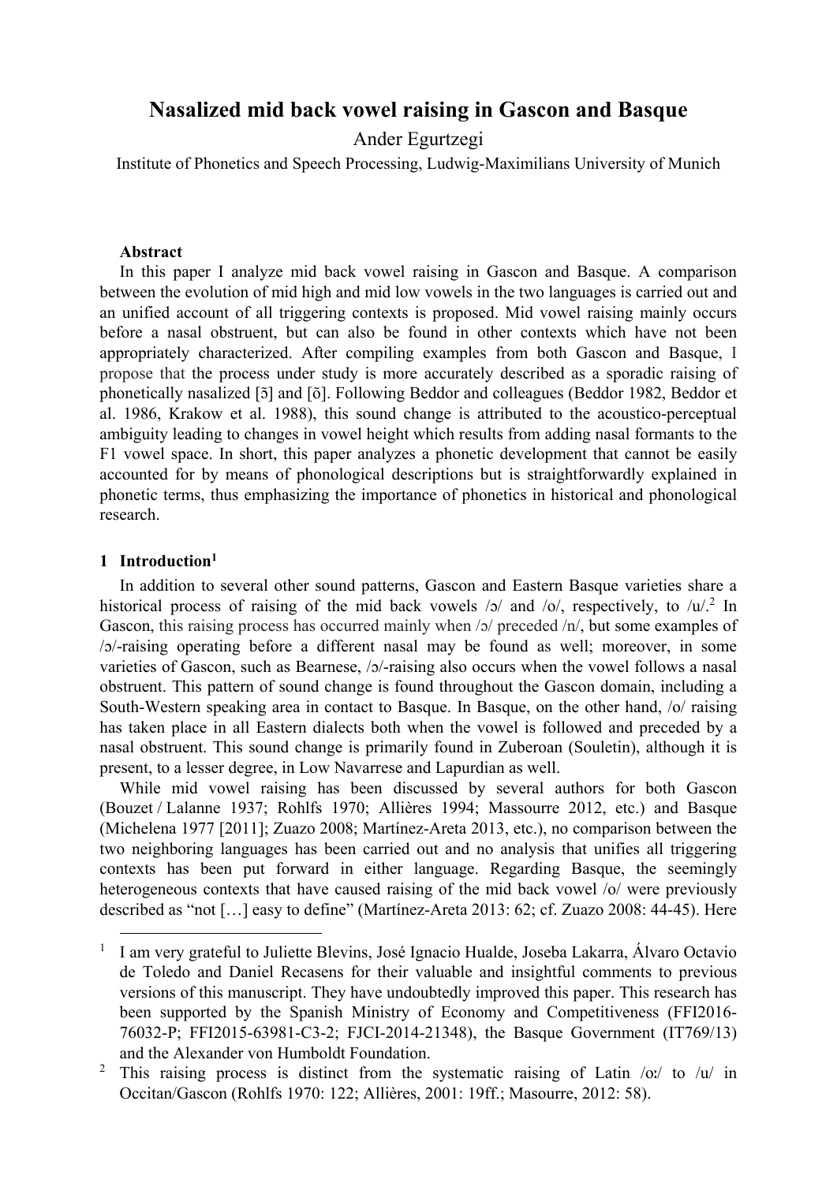# Nasalized mid back vowel raising in Gascon and Basque

Ander Egurtzegi

Institute of Phonetics and Speech Processing, Ludwig-Maximilians University of Munich

**Abstract**

In this paper I analyze mid back vowel raising in Gascon and Basque. A comparison between the evolution of mid high and mid low vowels in the two languages is carried out and an unified account of all triggering contexts is proposed. Mid vowel raising mainly occurs before a nasal obstruent, but can also be found in other contexts which have not been appropriately characterized. After compiling examples from both Gascon and Basque, I propose that the process under study is more accurately described as a sporadic raising of phonetically nasalized [ɔ̃] and [õ]. Following Beddor and colleagues (Beddor 1982, Beddor et al. 1986, Krakow et al. 1988), this sound change is attributed to the acoustico-perceptual ambiguity leading to changes in vowel height which results from adding nasal formants to the F1 vowel space. In short, this paper analyzes a phonetic development that cannot be easily accounted for by means of phonological descriptions but is straightforwardly explained in phonetic terms, thus emphasizing the importance of phonetics in historical and phonological research.

## 1 Introduction[1]

In addition to several other sound patterns, Gascon and Eastern Basque varieties share a historical process of raising of the mid back vowels /ɔ/ and /o/, respectively, to /u/.[2] In Gascon, this raising process has occurred mainly when /ɔ/ preceded /n/, but some examples of /ɔ/-raising operating before a different nasal may be found as well; moreover, in some varieties of Gascon, such as Bearnese, /ɔ/-raising also occurs when the vowel follows a nasal obstruent. This pattern of sound change is found throughout the Gascon domain, including a South-Western speaking area in contact to Basque. In Basque, on the other hand, /o/ raising has taken place in all Eastern dialects both when the vowel is followed and preceded by a nasal obstruent. This sound change is primarily found in Zuberoan (Souletin), although it is present, to a lesser degree, in Low Navarrese and Lapurdian as well.

While mid vowel raising has been discussed by several authors for both Gascon (Bouzet / Lalanne 1937; Rohlfs 1970; Allières 1994; Massourre 2012, etc.) and Basque (Michelena 1977 [2011]; Zuazo 2008; Martínez-Areta 2013, etc.), no comparison between the two neighboring languages has been carried out and no analysis that unifies all triggering contexts has been put forward in either language. Regarding Basque, the seemingly heterogeneous contexts that have caused raising of the mid back vowel /o/ were previously described as "not […] easy to define" (Martínez-Areta 2013: 62; cf. Zuazo 2008: 44-45). Here

---

[1] I am very grateful to Juliette Blevins, José Ignacio Hualde, Joseba Lakarra, Álvaro Octavio de Toledo and Daniel Recasens for their valuable and insightful comments to previous versions of this manuscript. They have undoubtedly improved this paper. This research has been supported by the Spanish Ministry of Economy and Competitiveness (FFI2016-76032-P; FFI2015-63981-C3-2; FJCI-2014-21348), the Basque Government (IT769/13) and the Alexander von Humboldt Foundation.

[2] This raising process is distinct from the systematic raising of Latin /oː/ to /u/ in Occitan/Gascon (Rohlfs 1970: 122; Allières, 2001: 19ff.; Masourre, 2012: 58).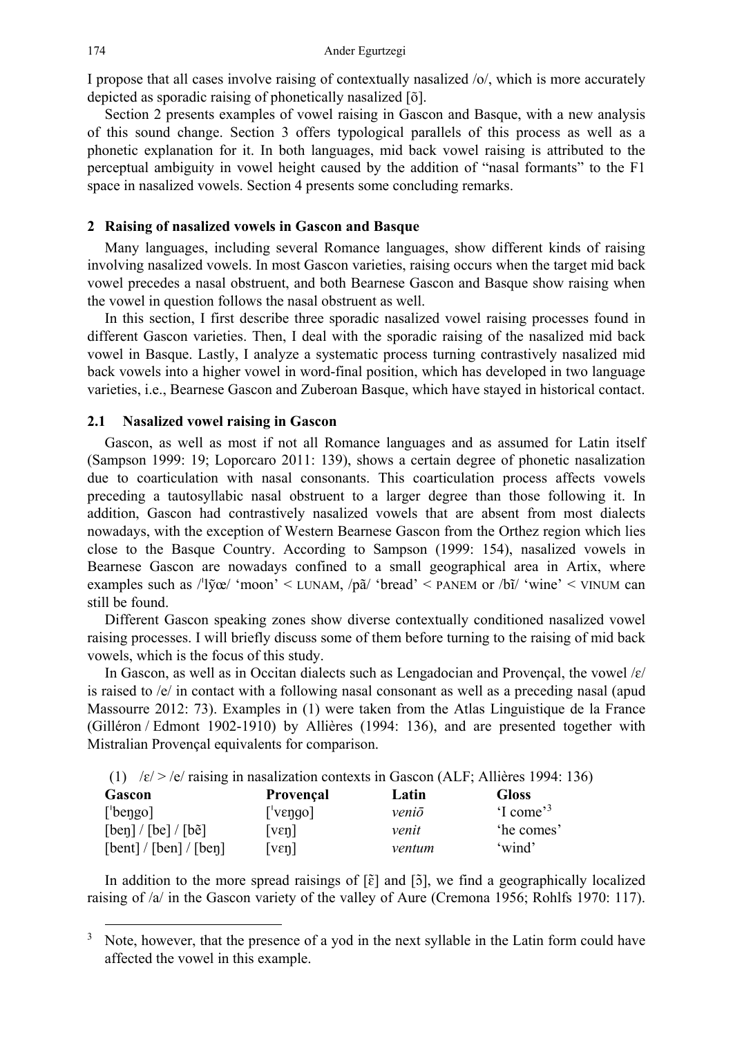I propose that all cases involve raising of contextually nasalized /o/, which is more accurately depicted as sporadic raising of phonetically nasalized [õ].

Section 2 presents examples of vowel raising in Gascon and Basque, with a new analysis of this sound change. Section 3 offers typological parallels of this process as well as a phonetic explanation for it. In both languages, mid back vowel raising is attributed to the perceptual ambiguity in vowel height caused by the addition of "nasal formants" to the F1 space in nasalized vowels. Section 4 presents some concluding remarks.

## 2 Raising of nasalized vowels in Gascon and Basque

Many languages, including several Romance languages, show different kinds of raising involving nasalized vowels. In most Gascon varieties, raising occurs when the target mid back vowel precedes a nasal obstruent, and both Bearnese Gascon and Basque show raising when the vowel in question follows the nasal obstruent as well.

In this section, I first describe three sporadic nasalized vowel raising processes found in different Gascon varieties. Then, I deal with the sporadic raising of the nasalized mid back vowel in Basque. Lastly, I analyze a systematic process turning contrastively nasalized mid back vowels into a higher vowel in word-final position, which has developed in two language varieties, i.e., Bearnese Gascon and Zuberoan Basque, which have stayed in historical contact.

### 2.1 Nasalized vowel raising in Gascon

Gascon, as well as most if not all Romance languages and as assumed for Latin itself (Sampson 1999: 19; Loporcaro 2011: 139), shows a certain degree of phonetic nasalization due to coarticulation with nasal consonants. This coarticulation process affects vowels preceding a tautosyllabic nasal obstruent to a larger degree than those following it. In addition, Gascon had contrastively nasalized vowels that are absent from most dialects nowadays, with the exception of Western Bearnese Gascon from the Orthez region which lies close to the Basque Country. According to Sampson (1999: 154), nasalized vowels in Bearnese Gascon are nowadays confined to a small geographical area in Artix, where examples such as /ˈlỹœ/ 'moon' < LUNAM, /pã/ 'bread' < PANEM or /bĩ/ 'wine' < VINUM can still be found.

Different Gascon speaking zones show diverse contextually conditioned nasalized vowel raising processes. I will briefly discuss some of them before turning to the raising of mid back vowels, which is the focus of this study.

In Gascon, as well as in Occitan dialects such as Lengadocian and Provençal, the vowel /ɛ/ is raised to /e/ in contact with a following nasal consonant as well as a preceding nasal (apud Massourre 2012: 73). Examples in (1) were taken from the Atlas Linguistique de la France (Gilléron / Edmont 1902-1910) by Allières (1994: 136), and are presented together with Mistralian Provençal equivalents for comparison.

(1) /ɛ/ > /e/ raising in nasalization contexts in Gascon (ALF; Allières 1994: 136)

| Gascon | Provençal | Latin | Gloss |
|---|---|---|---|
| [ˈbeŋgo] | [ˈvɛŋgo] | *veniō* | 'I come'[3] |
| [beŋ] / [be] / [bẽ] | [vɛŋ] | *venit* | 'he comes' |
| [bent] / [ben] / [beŋ] | [vɛŋ] | *ventum* | 'wind' |

In addition to the more spread raisings of [ɛ̃] and [ɔ̃], we find a geographically localized raising of /a/ in the Gascon variety of the valley of Aure (Cremona 1956; Rohlfs 1970: 117).

[3] Note, however, that the presence of a yod in the next syllable in the Latin form could have affected the vowel in this example.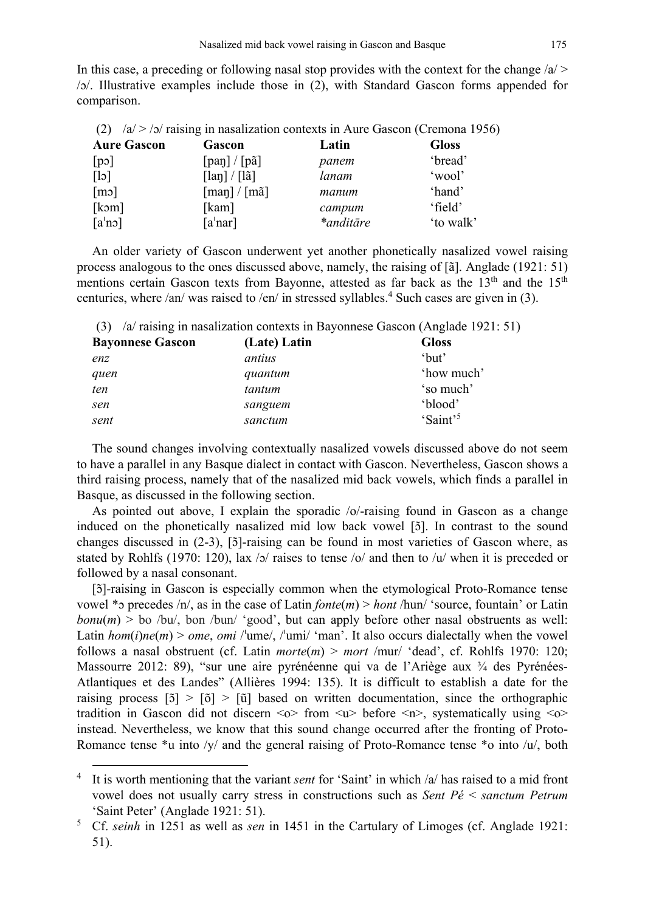In this case, a preceding or following nasal stop provides with the context for the change /a/ > /ɔ/. Illustrative examples include those in (2), with Standard Gascon forms appended for comparison.

(2) /a/ > /ɔ/ raising in nasalization contexts in Aure Gascon (Cremona 1956)

| **Aure Gascon** | **Gascon** | **Latin** | **Gloss** |
|---|---|---|---|
| [pɔ] | [paŋ] / [pã] | *panem* | 'bread' |
| [lɔ] | [laŋ] / [lã] | *lanam* | 'wool' |
| [mɔ] | [maŋ] / [mã] | *manum* | 'hand' |
| [kɔm] | [kam] | *campum* | 'field' |
| [aˈnɔ] | [aˈnar] | *\*anditāre* | 'to walk' |

An older variety of Gascon underwent yet another phonetically nasalized vowel raising process analogous to the ones discussed above, namely, the raising of [ã]. Anglade (1921: 51) mentions certain Gascon texts from Bayonne, attested as far back as the 13th and the 15th centuries, where /an/ was raised to /en/ in stressed syllables.[4] Such cases are given in (3).

(3) /a/ raising in nasalization contexts in Bayonnese Gascon (Anglade 1921: 51)

| **Bayonnese Gascon** | **(Late) Latin** | **Gloss** |
|---|---|---|
| *enz* | *antius* | 'but' |
| *quen* | *quantum* | 'how much' |
| *ten* | *tantum* | 'so much' |
| *sen* | *sanguem* | 'blood' |
| *sent* | *sanctum* | 'Saint'[5] |

The sound changes involving contextually nasalized vowels discussed above do not seem to have a parallel in any Basque dialect in contact with Gascon. Nevertheless, Gascon shows a third raising process, namely that of the nasalized mid back vowels, which finds a parallel in Basque, as discussed in the following section.

As pointed out above, I explain the sporadic /o/-raising found in Gascon as a change induced on the phonetically nasalized mid low back vowel [ɔ̃]. In contrast to the sound changes discussed in (2-3), [ɔ̃]-raising can be found in most varieties of Gascon where, as stated by Rohlfs (1970: 120), lax /ɔ/ raises to tense /o/ and then to /u/ when it is preceded or followed by a nasal consonant.

[ɔ̃]-raising in Gascon is especially common when the etymological Proto-Romance tense vowel \*ɔ precedes /n/, as in the case of Latin *fonte*(*m*) > *hont* /hun/ 'source, fountain' or Latin *bonu*(*m*) > bo /bu/, bon /bun/ 'good', but can apply before other nasal obstruents as well: Latin *hom*(*i*)*ne*(*m*) > *ome*, *omi* /ˈume/, /ˈumi/ 'man'. It also occurs dialectally when the vowel follows a nasal obstruent (cf. Latin *morte*(*m*) > *mort* /mur/ 'dead', cf. Rohlfs 1970: 120; Massourre 2012: 89), "sur une aire pyrénéenne qui va de l'Ariège aux ¾ des Pyrénées-Atlantiques et des Landes" (Allières 1994: 135). It is difficult to establish a date for the raising process [ɔ̃] > [õ] > [ũ] based on written documentation, since the orthographic tradition in Gascon did not discern <o> from <u> before <n>, systematically using <o> instead. Nevertheless, we know that this sound change occurred after the fronting of Proto-Romance tense \*u into /y/ and the general raising of Proto-Romance tense \*o into /u/, both

[4] It is worth mentioning that the variant *sent* for 'Saint' in which /a/ has raised to a mid front vowel does not usually carry stress in constructions such as *Sent Pé* < *sanctum Petrum* 'Saint Peter' (Anglade 1921: 51).

[5] Cf. *seinh* in 1251 as well as *sen* in 1451 in the Cartulary of Limoges (cf. Anglade 1921: 51).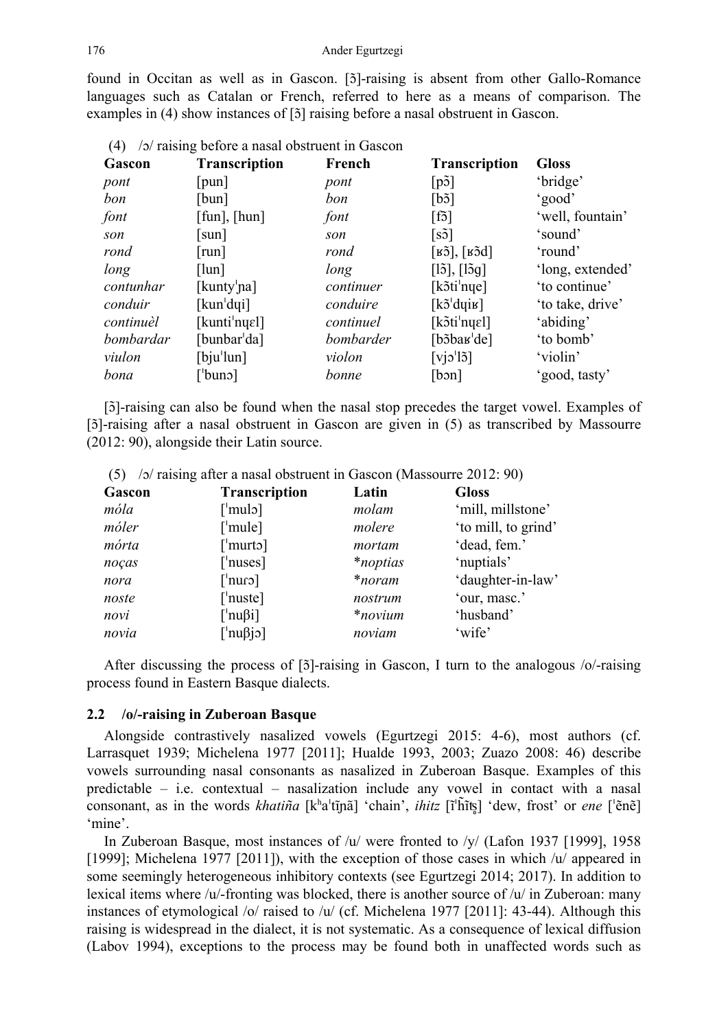found in Occitan as well as in Gascon. [ɔ̃]-raising is absent from other Gallo-Romance languages such as Catalan or French, referred to here as a means of comparison. The examples in (4) show instances of [ɔ̃] raising before a nasal obstruent in Gascon.

(4) /ɔ/ raising before a nasal obstruent in Gascon

| Gascon | Transcription | French | Transcription | Gloss |
|---|---|---|---|---|
| *pont* | [pun] | *pont* | [pɔ̃] | 'bridge' |
| *bon* | [bun] | *bon* | [bɔ̃] | 'good' |
| *font* | [fun], [hun] | *font* | [fɔ̃] | 'well, fountain' |
| *son* | [sun] | *son* | [sɔ̃] | 'sound' |
| *rond* | [run] | *rond* | [ʁɔ̃], [ʁɔ̃d] | 'round' |
| *long* | [lun] | *long* | [lɔ̃], [lɔ̃g] | 'long, extended' |
| *contunhar* | [kuntyˈɲa] | *continuer* | [kɔ̃tiˈnɥe] | 'to continue' |
| *conduir* | [kunˈdɥi] | *conduire* | [kɔ̃ˈdɥiʁ] | 'to take, drive' |
| *continuèl* | [kuntiˈnɥɛl] | *continuel* | [kɔ̃tiˈnɥɛl] | 'abiding' |
| *bombardar* | [bunbarˈda] | *bombarder* | [bɔ̃baʁˈde] | 'to bomb' |
| *viulon* | [bjuˈlun] | *violon* | [vjɔˈlɔ̃] | 'violin' |
| *bona* | [ˈbunɔ] | *bonne* | [bɔn] | 'good, tasty' |

[ɔ̃]-raising can also be found when the nasal stop precedes the target vowel. Examples of [ɔ̃]-raising after a nasal obstruent in Gascon are given in (5) as transcribed by Massourre (2012: 90), alongside their Latin source.

(5) /ɔ/ raising after a nasal obstruent in Gascon (Massourre 2012: 90)

| Gascon | Transcription | Latin | Gloss |
|---|---|---|---|
| *móla* | [ˈmulɔ] | *molam* | 'mill, millstone' |
| *móler* | [ˈmule] | *molere* | 'to mill, to grind' |
| *mórta* | [ˈmurtɔ] | *mortam* | 'dead, fem.' |
| *noças* | [ˈnuses] | **noptias* | 'nuptials' |
| *nora* | [ˈnuɾɔ] | **noram* | 'daughter-in-law' |
| *noste* | [ˈnuste] | *nostrum* | 'our, masc.' |
| *novi* | [ˈnuβi] | **novium* | 'husband' |
| *novia* | [ˈnuβjɔ] | *noviam* | 'wife' |

After discussing the process of [ɔ̃]-raising in Gascon, I turn to the analogous /o/-raising process found in Eastern Basque dialects.

## 2.2 /o/-raising in Zuberoan Basque

Alongside contrastively nasalized vowels (Egurtzegi 2015: 4-6), most authors (cf. Larrasquet 1939; Michelena 1977 [2011]; Hualde 1993, 2003; Zuazo 2008: 46) describe vowels surrounding nasal consonants as nasalized in Zuberoan Basque. Examples of this predictable – i.e. contextual – nasalization include any vowel in contact with a nasal consonant, as in the words *khatiña* [kʰaˈtĩɲã] 'chain', *ihitz* [ĩˈh̃ĩts̺] 'dew, frost' or *ene* [ˈẽnẽ] 'mine'.

In Zuberoan Basque, most instances of /u/ were fronted to /y/ (Lafon 1937 [1999], 1958 [1999]; Michelena 1977 [2011]), with the exception of those cases in which /u/ appeared in some seemingly heterogeneous inhibitory contexts (see Egurtzegi 2014; 2017). In addition to lexical items where /u/-fronting was blocked, there is another source of /u/ in Zuberoan: many instances of etymological /o/ raised to /u/ (cf. Michelena 1977 [2011]: 43-44). Although this raising is widespread in the dialect, it is not systematic. As a consequence of lexical diffusion (Labov 1994), exceptions to the process may be found both in unaffected words such as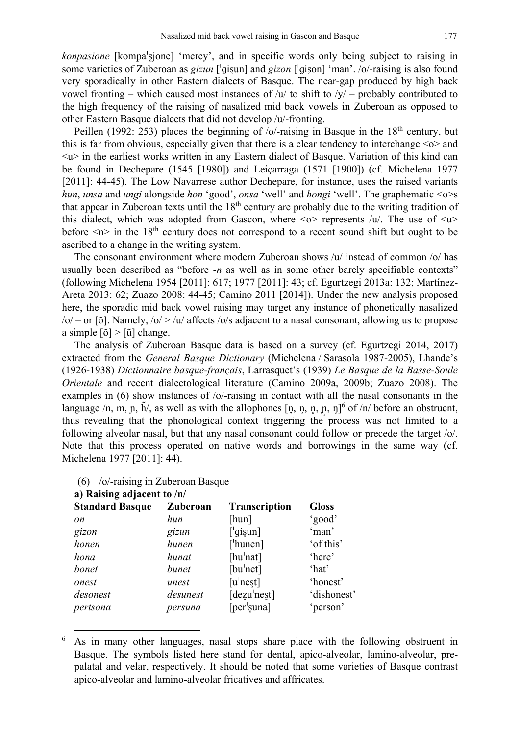*konpasione* [kompaˈs̺jone] 'mercy', and in specific words only being subject to raising in some varieties of Zuberoan as *gizun* [ˈgis̺un] and *gizon* [ˈgis̺on] 'man'. /o/-raising is also found very sporadically in other Eastern dialects of Basque. The near-gap produced by high back vowel fronting – which caused most instances of /u/ to shift to /y/ – probably contributed to the high frequency of the raising of nasalized mid back vowels in Zuberoan as opposed to other Eastern Basque dialects that did not develop /u/-fronting.

Peillen (1992: 253) places the beginning of /o/-raising in Basque in the 18th century, but this is far from obvious, especially given that there is a clear tendency to interchange <o> and <u> in the earliest works written in any Eastern dialect of Basque. Variation of this kind can be found in Dechepare (1545 [1980]) and Leiçarraga (1571 [1900]) (cf. Michelena 1977 [2011]: 44-45). The Low Navarrese author Dechepare, for instance, uses the raised variants *hun*, *unsa* and *ungi* alongside *hon* 'good', *onsa* 'well' and *hongi* 'well'. The graphematic <o>s that appear in Zuberoan texts until the 18th century are probably due to the writing tradition of this dialect, which was adopted from Gascon, where <o> represents /u/. The use of <u> before <n> in the 18th century does not correspond to a recent sound shift but ought to be ascribed to a change in the writing system.

The consonant environment where modern Zuberoan shows /u/ instead of common /o/ has usually been described as "before *-n* as well as in some other barely specifiable contexts" (following Michelena 1954 [2011]: 617; 1977 [2011]: 43; cf. Egurtzegi 2013a: 132; Martínez-Areta 2013: 62; Zuazo 2008: 44-45; Camino 2011 [2014]). Under the new analysis proposed here, the sporadic mid back vowel raising may target any instance of phonetically nasalized /o/ – or [õ]. Namely, /o/ > /u/ affects /o/s adjacent to a nasal consonant, allowing us to propose a simple [õ] > [ũ] change.

The analysis of Zuberoan Basque data is based on a survey (cf. Egurtzegi 2014, 2017) extracted from the *General Basque Dictionary* (Michelena / Sarasola 1987-2005), Lhande's (1926-1938) *Dictionnaire basque-français*, Larrasquet's (1939) *Le Basque de la Basse-Soule Orientale* and recent dialectological literature (Camino 2009a, 2009b; Zuazo 2008). The examples in (6) show instances of /o/-raising in contact with all the nasal consonants in the language /n, m, ɲ, h̃/, as well as with the allophones [n̪, n̺, n̻, ɲ, ŋ][6] of /n/ before an obstruent, thus revealing that the phonological context triggering the process was not limited to a following alveolar nasal, but that any nasal consonant could follow or precede the target /o/. Note that this process operated on native words and borrowings in the same way (cf. Michelena 1977 [2011]: 44).

(6) /o/-raising in Zuberoan Basque

**a) Raising adjacent to /n/**

| **Standard Basque** | **Zuberoan** | **Transcription** | **Gloss** |
|---|---|---|---|
| *on* | *hun* | [hun] | 'good' |
| *gizon* | *gizun* | [ˈgis̺un] | 'man' |
| *honen* | *hunen* | [ˈhunen] | 'of this' |
| *hona* | *hunat* | [huˈnat] | 'here' |
| *bonet* | *bunet* | [buˈnet] | 'hat' |
| *onest* | *unest* | [uˈnes̺t] | 'honest' |
| *desonest* | *desunest* | [dez̺uˈnes̺t] | 'dishonest' |
| *pertsona* | *persuna* | [perˈs̺una] | 'person' |

[6] As in many other languages, nasal stops share place with the following obstruent in Basque. The symbols listed here stand for dental, apico-alveolar, lamino-alveolar, pre-palatal and velar, respectively. It should be noted that some varieties of Basque contrast apico-alveolar and lamino-alveolar fricatives and affricates.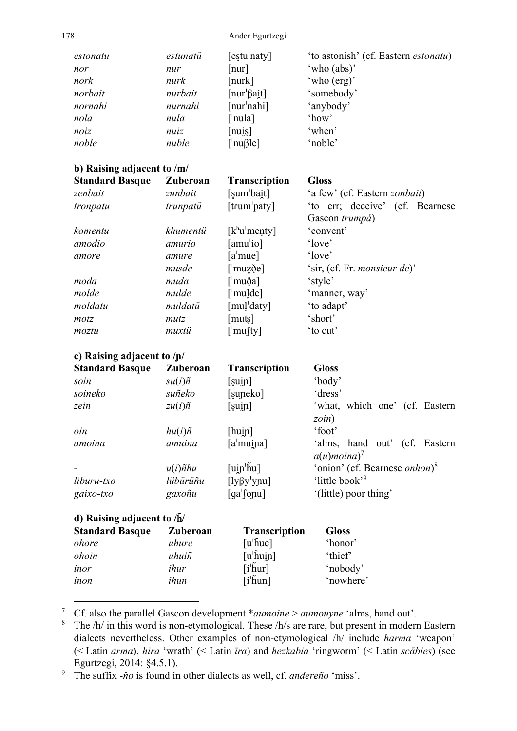| | | | |
|---|---|---|---|
| *estonatu* | *estunatü* | [es̺tuˈnaty] | 'to astonish' (cf. Eastern *estonatu*) |
| *nor* | *nur* | [nur] | 'who (abs)' |
| *nork* | *nurk* | [nurk] | 'who (erg)' |
| *norbait* | *nurbait* | [nurˈβai̯t] | 'somebody' |
| *nornahi* | *nurnahi* | [nurˈnahi] | 'anybody' |
| *nola* | *nula* | [ˈnula] | 'how' |
| *noiz* | *nuiz* | [nui̯s̻] | 'when' |
| *noble* | *nuble* | [ˈnuβle] | 'noble' |

**b) Raising adjacent to /m/**

| Standard Basque | Zuberoan | Transcription | Gloss |
|---|---|---|---|
| *zenbait* | *zunbait* | [s̻umˈbai̯t] | 'a few' (cf. Eastern *zonbait*) |
| *tronpatu* | *trunpatü* | [trumˈpaty] | 'to err; deceive' (cf. Bearnese Gascon *trumpá*) |
| *komentu* | *khumentü* | [kʰuˈmen̪ty] | 'convent' |
| *amodio* | *amurio* | [amuˈio] | 'love' |
| *amore* | *amure* | [aˈmue] | 'love' |
| - | *musde* | [ˈmuz̺ð̞e] | 'sir, (cf. Fr. *monsieur de*)' |
| *moda* | *muda* | [ˈmuð̞a] | 'style' |
| *molde* | *mulde* | [ˈmul̪de] | 'manner, way' |
| *moldatu* | *muldatü* | [mul̪ˈdaty] | 'to adapt' |
| *motz* | *mutz* | [muts̻] | 'short' |
| *moztu* | *muxtü* | [ˈmuʃty] | 'to cut' |

**c) Raising adjacent to /ɲ/**

| Standard Basque | Zuberoan | Transcription | Gloss |
|---|---|---|---|
| *soin* | *su*(*i*)*ñ* | [s̺ui̯ɲ] | 'body' |
| *soineko* | *suñeko* | [s̺uɲeko] | 'dress' |
| *zein* | *zu*(*i*)*ñ* | [s̻ui̯ɲ] | 'what, which one' (cf. Eastern *zoin*) |
| *oin* | *hu*(*i*)*ñ* | [hui̯ɲ] | 'foot' |
| *amoina* | *amuina* | [aˈmui̯ɲa] | 'alms, hand out' (cf. Eastern *a*(*u*)*moina*)[7] |
| - | *u*(*i*)*ñhu* | [ui̯ɲˈɦ̃u] | 'onion' (cf. Bearnese *onhon*)[8] |
| *liburu-txo* | *lübürüñu* | [lyβyˈyɲu] | 'little book'[9] |
| *gaixo-txo* | *gaxoñu* | [ɡaˈʃoɲu] | '(little) poor thing' |

**d) Raising adjacent to /ɦ̃/**

| Standard Basque | Zuberoan | Transcription | Gloss |
|---|---|---|---|
| *ohore* | *uhure* | [uˈɦ̃ue] | 'honor' |
| *ohoin* | *uhuiñ* | [uˈɦ̃ui̯ɲ] | 'thief' |
| *inor* | *ihur* | [iˈɦ̃ur] | 'nobody' |
| *inon* | *ihun* | [iˈɦ̃un] | 'nowhere' |

---

[7] Cf. also the parallel Gascon development \**aumoine* > *aumouyne* 'alms, hand out'.

[8] The /h/ in this word is non-etymological. These /h/s are rare, but present in modern Eastern dialects nevertheless. Other examples of non-etymological /h/ include *harma* 'weapon' (< Latin *arma*), *hira* 'wrath' (< Latin *īra*) and *hezkabia* 'ringworm' (< Latin *scăbies*) (see Egurtzegi, 2014: §4.5.1).

[9] The suffix *-ño* is found in other dialects as well, cf. *andereño* 'miss'.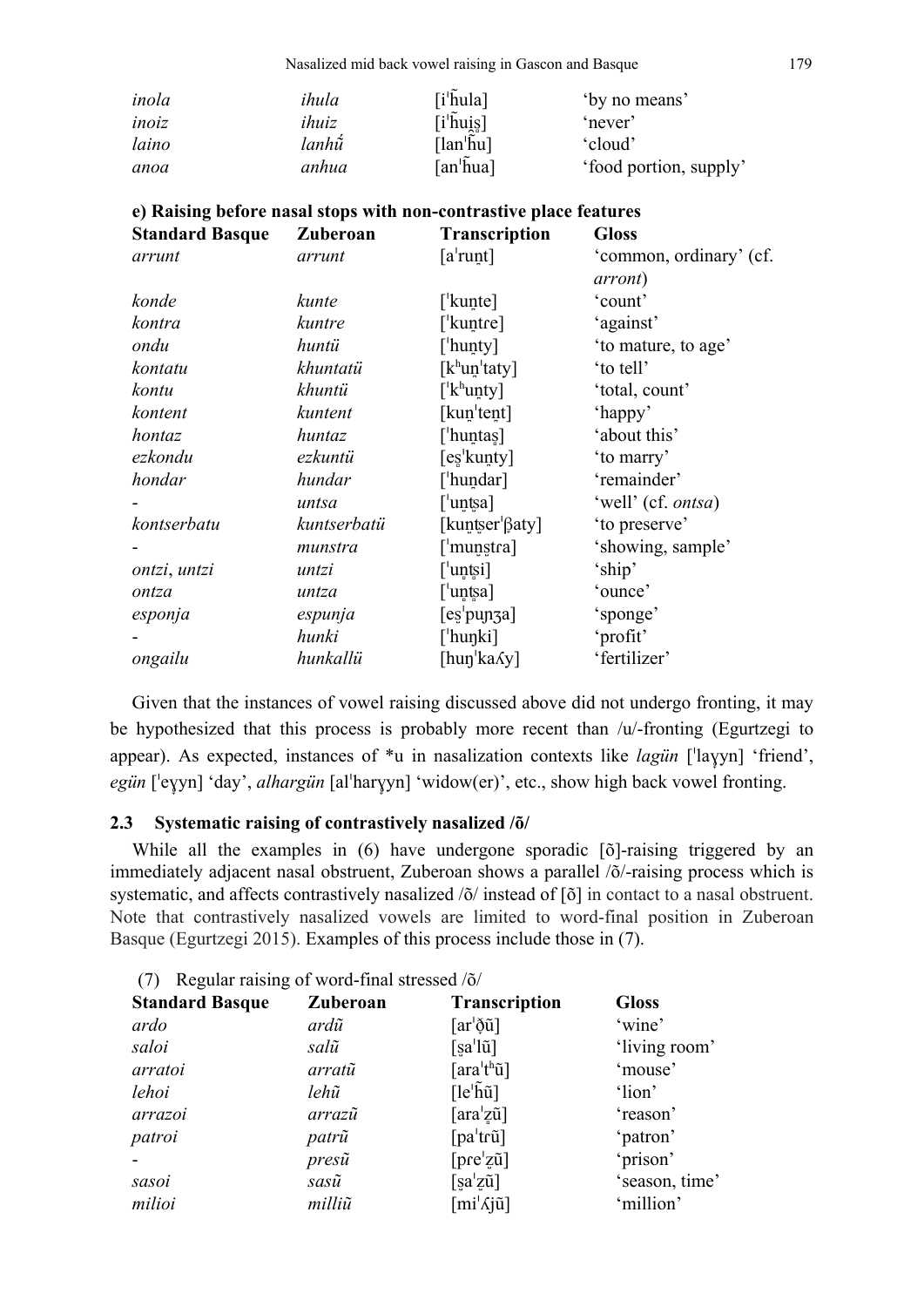| | | | |
|---|---|---|---|
| *inola* | *ihula* | [iˈh̃ula] | 'by no means' |
| *inoiz* | *ihuiz* | [iˈh̃uis̺] | 'never' |
| *laino* | *lanhű* | [lanˈh̃u] | 'cloud' |
| *anoa* | *anhua* | [anˈh̃ua] | 'food portion, supply' |

**e) Raising before nasal stops with non-contrastive place features**

| Standard Basque | Zuberoan | Transcription | Gloss |
|---|---|---|---|
| *arrunt* | *arrunt* | [aˈrun̪t] | 'common, ordinary' (cf. *arront*) |
| *konde* | *kunte* | [ˈkun̪te] | 'count' |
| *kontra* | *kuntre* | [ˈkun̪tɾe] | 'against' |
| *ondu* | *huntü* | [ˈhun̪ty] | 'to mature, to age' |
| *kontatu* | *khuntatü* | [kʰun̪ˈtaty] | 'to tell' |
| *kontu* | *khuntü* | [ˈkʰun̪ty] | 'total, count' |
| *kontent* | *kuntent* | [kun̪ˈten̪t] | 'happy' |
| *hontaz* | *huntaz* | [ˈhun̪tas̺] | 'about this' |
| *ezkondu* | *ezkuntü* | [es̺ˈkun̪ty] | 'to marry' |
| *hondar* | *hundar* | [ˈhun̪dar] | 'remainder' |
| - | *untsa* | [ˈun̪t̪s̻a] | 'well' (cf. *ontsa*) |
| *kontserbatu* | *kuntserbatü* | [kun̪t̪s̻erˈβaty] | 'to preserve' |
| - | *munstra* | [ˈmun̪s̺tɾa] | 'showing, sample' |
| *ontzi*, *untzi* | *untzi* | [ˈun̪t̪s̻i] | 'ship' |
| *ontza* | *untza* | [ˈun̪t̪s̻a] | 'ounce' |
| *esponja* | *espunja* | [es̺ˈpuɲʒa] | 'sponge' |
| - | *hunki* | [ˈhuŋki] | 'profit' |
| *ongailu* | *hunkallü* | [huŋˈkaʎy] | 'fertilizer' |

Given that the instances of vowel raising discussed above did not undergo fronting, it may be hypothesized that this process is probably more recent than /u/-fronting (Egurtzegi to appear). As expected, instances of *u in nasalization contexts like *lagün* [ˈlaɣyn] 'friend', *egün* [ˈeɣyn] 'day', *alhargün* [alˈharɣyn] 'widow(er)', etc., show high back vowel fronting.

### 2.3 Systematic raising of contrastively nasalized /õ/

While all the examples in (6) have undergone sporadic [õ]-raising triggered by an immediately adjacent nasal obstruent, Zuberoan shows a parallel /õ/-raising process which is systematic, and affects contrastively nasalized /õ/ instead of [õ] in contact to a nasal obstruent. Note that contrastively nasalized vowels are limited to word-final position in Zuberoan Basque (Egurtzegi 2015). Examples of this process include those in (7).

(7) Regular raising of word-final stressed /õ/

| Standard Basque | Zuberoan | Transcription | Gloss |
|---|---|---|---|
| *ardo* | *ardũ* | [arˈð̞ũ] | 'wine' |
| *saloi* | *salũ* | [s̺aˈlũ] | 'living room' |
| *arratoi* | *arratũ* | [araˈtʰũ] | 'mouse' |
| *lehoi* | *lehũ* | [leˈh̃ũ] | 'lion' |
| *arrazoi* | *arrazũ* | [araˈz̻ũ] | 'reason' |
| *patroi* | *patrũ* | [paˈtɾũ] | 'patron' |
| - | *presũ* | [pɾeˈz̺ũ] | 'prison' |
| *sasoi* | *sasũ* | [s̺aˈz̺ũ] | 'season, time' |
| *milioi* | *milliũ* | [miˈʎjũ] | 'million' |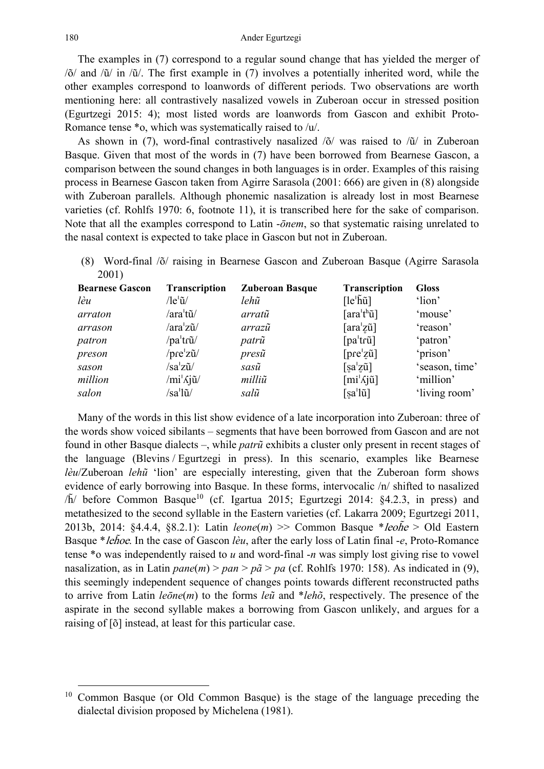The examples in (7) correspond to a regular sound change that has yielded the merger of /õ/ and /ũ/ in /ũ/. The first example in (7) involves a potentially inherited word, while the other examples correspond to loanwords of different periods. Two observations are worth mentioning here: all contrastively nasalized vowels in Zuberoan occur in stressed position (Egurtzegi 2015: 4); most listed words are loanwords from Gascon and exhibit Proto-Romance tense *o, which was systematically raised to /u/.

As shown in (7), word-final contrastively nasalized /õ/ was raised to /ũ/ in Zuberoan Basque. Given that most of the words in (7) have been borrowed from Bearnese Gascon, a comparison between the sound changes in both languages is in order. Examples of this raising process in Bearnese Gascon taken from Agirre Sarasola (2001: 666) are given in (8) alongside with Zuberoan parallels. Although phonemic nasalization is already lost in most Bearnese varieties (cf. Rohlfs 1970: 6, footnote 11), it is transcribed here for the sake of comparison. Note that all the examples correspond to Latin *-ōnem*, so that systematic raising unrelated to the nasal context is expected to take place in Gascon but not in Zuberoan.

(8) Word-final /õ/ raising in Bearnese Gascon and Zuberoan Basque (Agirre Sarasola 2001)

| **Bearnese Gascon** | **Transcription** | **Zuberoan Basque** | **Transcription** | **Gloss** |
|---|---|---|---|---|
| *lèu* | /leˈũ/ | *lehũ* | [leˈh̃ũ] | 'lion' |
| *arraton* | /araˈtũ/ | *arratũ* | [araˈtʰũ] | 'mouse' |
| *arrason* | /araˈzũ/ | *arrazũ* | [araˈz̺ũ] | 'reason' |
| *patron* | /paˈtɾũ/ | *patrũ* | [paˈtɾũ] | 'patron' |
| *preson* | /pɾeˈzũ/ | *presũ* | [pɾeˈz̺ũ] | 'prison' |
| *sason* | /saˈzũ/ | *sasũ* | [s̺aˈz̺ũ] | 'season, time' |
| *million* | /miˈʎjũ/ | *milliũ* | [miˈʎjũ] | 'million' |
| *salon* | /saˈlũ/ | *salũ* | [s̺aˈlũ] | 'living room' |

Many of the words in this list show evidence of a late incorporation into Zuberoan: three of the words show voiced sibilants – segments that have been borrowed from Gascon and are not found in other Basque dialects –, while *patrũ* exhibits a cluster only present in recent stages of the language (Blevins / Egurtzegi in press). In this scenario, examples like Bearnese *lèu*/Zuberoan *lehũ* 'lion' are especially interesting, given that the Zuberoan form shows evidence of early borrowing into Basque. In these forms, intervocalic /n/ shifted to nasalized /h̃/ before Common Basque[10] (cf. Igartua 2015; Egurtzegi 2014: §4.2.3, in press) and metathesized to the second syllable in the Eastern varieties (cf. Lakarra 2009; Egurtzegi 2011, 2013b, 2014: §4.4.4, §8.2.1): Latin *leone*(*m*) >> Common Basque **leoh̃e* > Old Eastern Basque **leh̃oe*. In the case of Gascon *lèu*, after the early loss of Latin final *-e*, Proto-Romance tense *o was independently raised to *u* and word-final *-n* was simply lost giving rise to vowel nasalization, as in Latin *pane*(*m*) > *pan* > *pã* > *pa* (cf. Rohlfs 1970: 158). As indicated in (9), this seemingly independent sequence of changes points towards different reconstructed paths to arrive from Latin *leōne*(*m*) to the forms *leũ* and **lehõ*, respectively. The presence of the aspirate in the second syllable makes a borrowing from Gascon unlikely, and argues for a raising of [õ] instead, at least for this particular case.

[10] Common Basque (or Old Common Basque) is the stage of the language preceding the dialectal division proposed by Michelena (1981).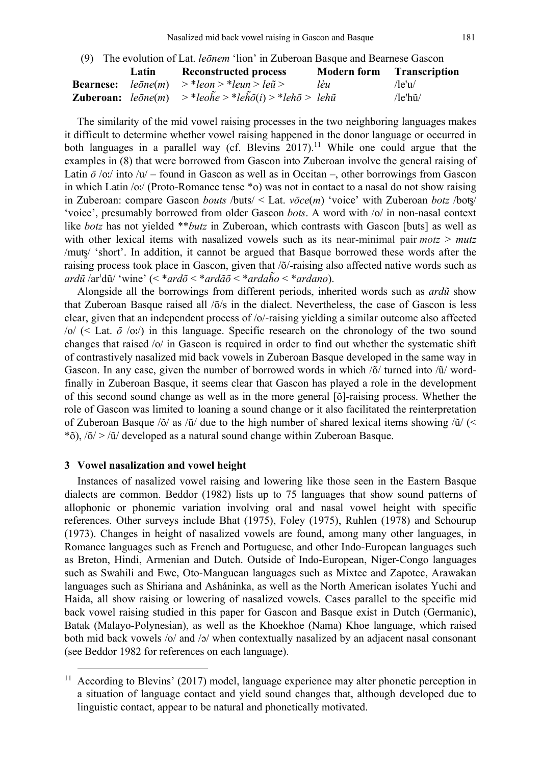(9) The evolution of Lat. *leōnem* 'lion' in Zuberoan Basque and Bearnese Gascon

| | Latin | Reconstructed process | Modern form | Transcription |
|---|---|---|---|---|
| **Bearnese:** | *leōne*(*m*) | > \**leon* > \**leun* > *leũ* > | *lèu* | /le'u/ |
| **Zuberoan:** | *leōne*(*m*) | > \**leoh̃e* > \**leh̃õ*(*i*) > \**lehõ* > | *lehũ* | /le'hũ/ |

The similarity of the mid vowel raising processes in the two neighboring languages makes it difficult to determine whether vowel raising happened in the donor language or occurred in both languages in a parallel way (cf. Blevins 2017).[11] While one could argue that the examples in (8) that were borrowed from Gascon into Zuberoan involve the general raising of Latin *ō* /oː/ into /u/ – found in Gascon as well as in Occitan –, other borrowings from Gascon in which Latin /oː/ (Proto-Romance tense \*o) was not in contact to a nasal do not show raising in Zuberoan: compare Gascon *bouts* /buts/ < Lat. *vōce*(*m*) 'voice' with Zuberoan *botz* /bots̺/ 'voice', presumably borrowed from older Gascon *bots*. A word with /o/ in non-nasal context like *botz* has not yielded \*\**butz* in Zuberoan, which contrasts with Gascon [buts] as well as with other lexical items with nasalized vowels such as its near-minimal pair *motz* > *mutz* /muts̺/ 'short'. In addition, it cannot be argued that Basque borrowed these words after the raising process took place in Gascon, given that /õ/-raising also affected native words such as *ardũ* /arˈdũ/ 'wine' (< \**ardõ* < \**ardãõ* < \**ardah̃o* < \**ardano*).

Alongside all the borrowings from different periods, inherited words such as *ardũ* show that Zuberoan Basque raised all /õ/s in the dialect. Nevertheless, the case of Gascon is less clear, given that an independent process of /o/-raising yielding a similar outcome also affected /o/ (< Lat. *ō* /oː/) in this language. Specific research on the chronology of the two sound changes that raised /o/ in Gascon is required in order to find out whether the systematic shift of contrastively nasalized mid back vowels in Zuberoan Basque developed in the same way in Gascon. In any case, given the number of borrowed words in which /õ/ turned into /ũ/ word-finally in Zuberoan Basque, it seems clear that Gascon has played a role in the development of this second sound change as well as in the more general [õ]-raising process. Whether the role of Gascon was limited to loaning a sound change or it also facilitated the reinterpretation of Zuberoan Basque /õ/ as /ũ/ due to the high number of shared lexical items showing /ũ/ (< \*õ), /õ/ > /ũ/ developed as a natural sound change within Zuberoan Basque.

## 3 Vowel nasalization and vowel height

Instances of nasalized vowel raising and lowering like those seen in the Eastern Basque dialects are common. Beddor (1982) lists up to 75 languages that show sound patterns of allophonic or phonemic variation involving oral and nasal vowel height with specific references. Other surveys include Bhat (1975), Foley (1975), Ruhlen (1978) and Schourup (1973). Changes in height of nasalized vowels are found, among many other languages, in Romance languages such as French and Portuguese, and other Indo-European languages such as Breton, Hindi, Armenian and Dutch. Outside of Indo-European, Niger-Congo languages such as Swahili and Ewe, Oto-Manguean languages such as Mixtec and Zapotec, Arawakan languages such as Shiriana and Asháninka, as well as the North American isolates Yuchi and Haida, all show raising or lowering of nasalized vowels. Cases parallel to the specific mid back vowel raising studied in this paper for Gascon and Basque exist in Dutch (Germanic), Batak (Malayo-Polynesian), as well as the Khoekhoe (Nama) Khoe language, which raised both mid back vowels /o/ and /ɔ/ when contextually nasalized by an adjacent nasal consonant (see Beddor 1982 for references on each language).

[11] According to Blevins' (2017) model, language experience may alter phonetic perception in a situation of language contact and yield sound changes that, although developed due to linguistic contact, appear to be natural and phonetically motivated.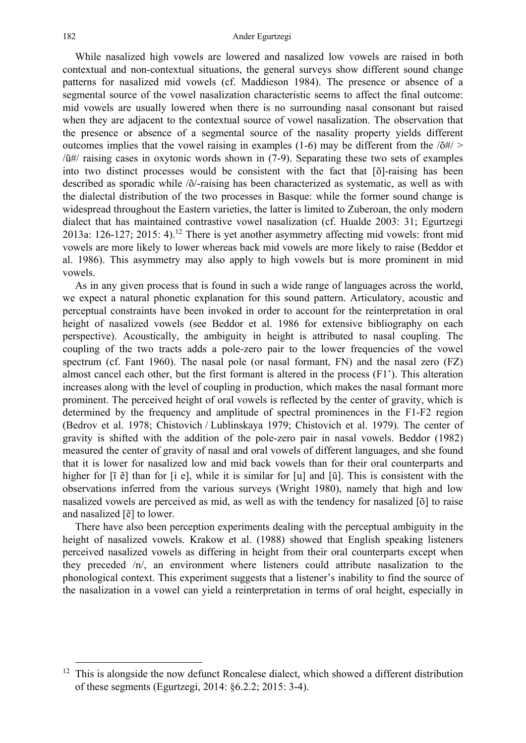While nasalized high vowels are lowered and nasalized low vowels are raised in both contextual and non-contextual situations, the general surveys show different sound change patterns for nasalized mid vowels (cf. Maddieson 1984). The presence or absence of a segmental source of the vowel nasalization characteristic seems to affect the final outcome: mid vowels are usually lowered when there is no surrounding nasal consonant but raised when they are adjacent to the contextual source of vowel nasalization. The observation that the presence or absence of a segmental source of the nasality property yields different outcomes implies that the vowel raising in examples (1-6) may be different from the /õ#/ > /ũ#/ raising cases in oxytonic words shown in (7-9). Separating these two sets of examples into two distinct processes would be consistent with the fact that [õ]-raising has been described as sporadic while /õ/-raising has been characterized as systematic, as well as with the dialectal distribution of the two processes in Basque: while the former sound change is widespread throughout the Eastern varieties, the latter is limited to Zuberoan, the only modern dialect that has maintained contrastive vowel nasalization (cf. Hualde 2003: 31; Egurtzegi 2013a: 126-127; 2015: 4).[12] There is yet another asymmetry affecting mid vowels: front mid vowels are more likely to lower whereas back mid vowels are more likely to raise (Beddor et al. 1986). This asymmetry may also apply to high vowels but is more prominent in mid vowels.

As in any given process that is found in such a wide range of languages across the world, we expect a natural phonetic explanation for this sound pattern. Articulatory, acoustic and perceptual constraints have been invoked in order to account for the reinterpretation in oral height of nasalized vowels (see Beddor et al. 1986 for extensive bibliography on each perspective). Acoustically, the ambiguity in height is attributed to nasal coupling. The coupling of the two tracts adds a pole-zero pair to the lower frequencies of the vowel spectrum (cf. Fant 1960). The nasal pole (or nasal formant, FN) and the nasal zero (FZ) almost cancel each other, but the first formant is altered in the process (F1'). This alteration increases along with the level of coupling in production, which makes the nasal formant more prominent. The perceived height of oral vowels is reflected by the center of gravity, which is determined by the frequency and amplitude of spectral prominences in the F1-F2 region (Bedrov et al. 1978; Chistovich / Lublinskaya 1979; Chistovich et al. 1979). The center of gravity is shifted with the addition of the pole-zero pair in nasal vowels. Beddor (1982) measured the center of gravity of nasal and oral vowels of different languages, and she found that it is lower for nasalized low and mid back vowels than for their oral counterparts and higher for [ĩ ẽ] than for [i e], while it is similar for [u] and [ũ]. This is consistent with the observations inferred from the various surveys (Wright 1980), namely that high and low nasalized vowels are perceived as mid, as well as with the tendency for nasalized [õ] to raise and nasalized [ẽ] to lower.

There have also been perception experiments dealing with the perceptual ambiguity in the height of nasalized vowels. Krakow et al. (1988) showed that English speaking listeners perceived nasalized vowels as differing in height from their oral counterparts except when they preceded /n/, an environment where listeners could attribute nasalization to the phonological context. This experiment suggests that a listener's inability to find the source of the nasalization in a vowel can yield a reinterpretation in terms of oral height, especially in

[12] This is alongside the now defunct Roncalese dialect, which showed a different distribution of these segments (Egurtzegi, 2014: §6.2.2; 2015: 3-4).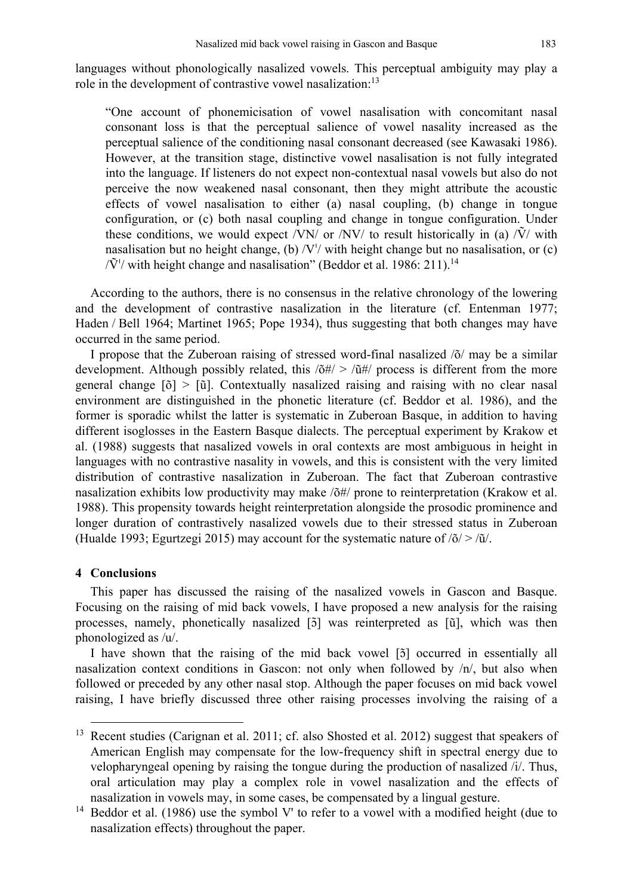languages without phonologically nasalized vowels. This perceptual ambiguity may play a role in the development of contrastive vowel nasalization:[13]

> "One account of phonemicisation of vowel nasalisation with concomitant nasal consonant loss is that the perceptual salience of vowel nasality increased as the perceptual salience of the conditioning nasal consonant decreased (see Kawasaki 1986). However, at the transition stage, distinctive vowel nasalisation is not fully integrated into the language. If listeners do not expect non-contextual nasal vowels but also do not perceive the now weakened nasal consonant, then they might attribute the acoustic effects of vowel nasalisation to either (a) nasal coupling, (b) change in tongue configuration, or (c) both nasal coupling and change in tongue configuration. Under these conditions, we would expect /VN/ or /NV/ to result historically in (a) /Ṽ/ with nasalisation but no height change, (b) /V'/ with height change but no nasalisation, or (c) /Ṽ'/ with height change and nasalisation" (Beddor et al. 1986: 211).[14]

According to the authors, there is no consensus in the relative chronology of the lowering and the development of contrastive nasalization in the literature (cf. Entenman 1977; Haden / Bell 1964; Martinet 1965; Pope 1934), thus suggesting that both changes may have occurred in the same period.

I propose that the Zuberoan raising of stressed word-final nasalized /õ/ may be a similar development. Although possibly related, this /õ#/ > /ũ#/ process is different from the more general change [õ] > [ũ]. Contextually nasalized raising and raising with no clear nasal environment are distinguished in the phonetic literature (cf. Beddor et al. 1986), and the former is sporadic whilst the latter is systematic in Zuberoan Basque, in addition to having different isoglosses in the Eastern Basque dialects. The perceptual experiment by Krakow et al. (1988) suggests that nasalized vowels in oral contexts are most ambiguous in height in languages with no contrastive nasality in vowels, and this is consistent with the very limited distribution of contrastive nasalization in Zuberoan. The fact that Zuberoan contrastive nasalization exhibits low productivity may make /õ#/ prone to reinterpretation (Krakow et al. 1988). This propensity towards height reinterpretation alongside the prosodic prominence and longer duration of contrastively nasalized vowels due to their stressed status in Zuberoan (Hualde 1993; Egurtzegi 2015) may account for the systematic nature of /õ/ > /ũ/.

## 4 Conclusions

This paper has discussed the raising of the nasalized vowels in Gascon and Basque. Focusing on the raising of mid back vowels, I have proposed a new analysis for the raising processes, namely, phonetically nasalized [ɔ̃] was reinterpreted as [ũ], which was then phonologized as /u/.

I have shown that the raising of the mid back vowel [ɔ̃] occurred in essentially all nasalization context conditions in Gascon: not only when followed by /n/, but also when followed or preceded by any other nasal stop. Although the paper focuses on mid back vowel raising, I have briefly discussed three other raising processes involving the raising of a

---

[13] Recent studies (Carignan et al. 2011; cf. also Shosted et al. 2012) suggest that speakers of American English may compensate for the low-frequency shift in spectral energy due to velopharyngeal opening by raising the tongue during the production of nasalized /i/. Thus, oral articulation may play a complex role in vowel nasalization and the effects of nasalization in vowels may, in some cases, be compensated by a lingual gesture.

[14] Beddor et al. (1986) use the symbol V' to refer to a vowel with a modified height (due to nasalization effects) throughout the paper.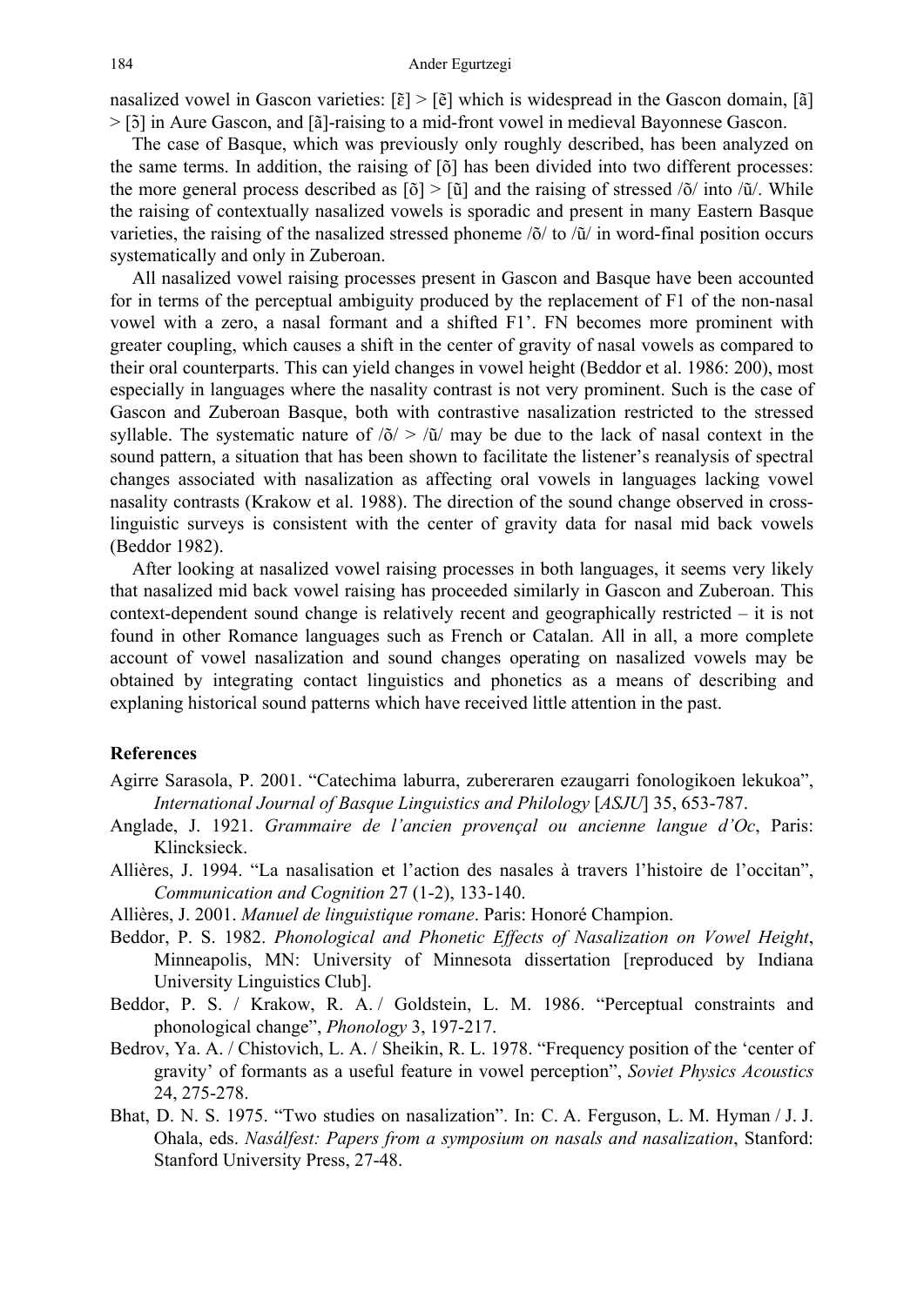nasalized vowel in Gascon varieties: [ɛ̃] > [ẽ] which is widespread in the Gascon domain, [ã] > [ɔ̃] in Aure Gascon, and [ã]-raising to a mid-front vowel in medieval Bayonnese Gascon.

The case of Basque, which was previously only roughly described, has been analyzed on the same terms. In addition, the raising of [õ] has been divided into two different processes: the more general process described as [õ] > [ũ] and the raising of stressed /õ/ into /ũ/. While the raising of contextually nasalized vowels is sporadic and present in many Eastern Basque varieties, the raising of the nasalized stressed phoneme /õ/ to /ũ/ in word-final position occurs systematically and only in Zuberoan.

All nasalized vowel raising processes present in Gascon and Basque have been accounted for in terms of the perceptual ambiguity produced by the replacement of F1 of the non-nasal vowel with a zero, a nasal formant and a shifted F1'. FN becomes more prominent with greater coupling, which causes a shift in the center of gravity of nasal vowels as compared to their oral counterparts. This can yield changes in vowel height (Beddor et al. 1986: 200), most especially in languages where the nasality contrast is not very prominent. Such is the case of Gascon and Zuberoan Basque, both with contrastive nasalization restricted to the stressed syllable. The systematic nature of /õ/ > /ũ/ may be due to the lack of nasal context in the sound pattern, a situation that has been shown to facilitate the listener's reanalysis of spectral changes associated with nasalization as affecting oral vowels in languages lacking vowel nasality contrasts (Krakow et al. 1988). The direction of the sound change observed in cross-linguistic surveys is consistent with the center of gravity data for nasal mid back vowels (Beddor 1982).

After looking at nasalized vowel raising processes in both languages, it seems very likely that nasalized mid back vowel raising has proceeded similarly in Gascon and Zuberoan. This context-dependent sound change is relatively recent and geographically restricted – it is not found in other Romance languages such as French or Catalan. All in all, a more complete account of vowel nasalization and sound changes operating on nasalized vowels may be obtained by integrating contact linguistics and phonetics as a means of describing and explaning historical sound patterns which have received little attention in the past.

## References

Agirre Sarasola, P. 2001. "Catechima laburra, zubereraren ezaugarri fonologikoen lekukoa", *International Journal of Basque Linguistics and Philology* [*ASJU*] 35, 653-787.

Anglade, J. 1921. *Grammaire de l'ancien provençal ou ancienne langue d'Oc*, Paris: Klincksieck.

Allières, J. 1994. "La nasalisation et l'action des nasales à travers l'histoire de l'occitan", *Communication and Cognition* 27 (1-2), 133-140.

Allières, J. 2001. *Manuel de linguistique romane*. Paris: Honoré Champion.

Beddor, P. S. 1982. *Phonological and Phonetic Effects of Nasalization on Vowel Height*, Minneapolis, MN: University of Minnesota dissertation [reproduced by Indiana University Linguistics Club].

Beddor, P. S. / Krakow, R. A. / Goldstein, L. M. 1986. "Perceptual constraints and phonological change", *Phonology* 3, 197-217.

Bedrov, Ya. A. / Chistovich, L. A. / Sheikin, R. L. 1978. "Frequency position of the 'center of gravity' of formants as a useful feature in vowel perception", *Soviet Physics Acoustics* 24, 275-278.

Bhat, D. N. S. 1975. "Two studies on nasalization". In: C. A. Ferguson, L. M. Hyman / J. J. Ohala, eds. *Nasálfest: Papers from a symposium on nasals and nasalization*, Stanford: Stanford University Press, 27-48.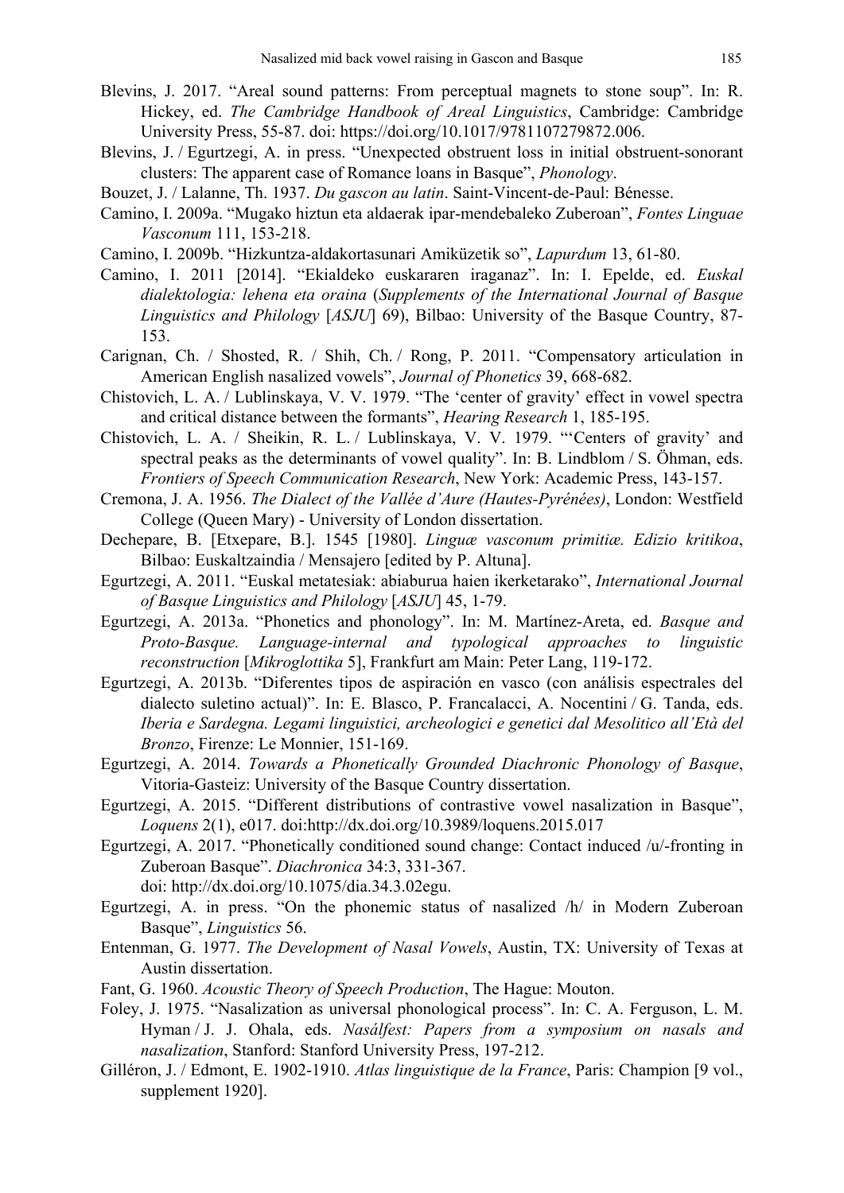Blevins, J. 2017. "Areal sound patterns: From perceptual magnets to stone soup". In: R. Hickey, ed. *The Cambridge Handbook of Areal Linguistics*, Cambridge: Cambridge University Press, 55-87. doi: https://doi.org/10.1017/9781107279872.006.

Blevins, J. / Egurtzegi, A. in press. "Unexpected obstruent loss in initial obstruent-sonorant clusters: The apparent case of Romance loans in Basque", *Phonology*.

Bouzet, J. / Lalanne, Th. 1937. *Du gascon au latin*. Saint-Vincent-de-Paul: Bénesse.

Camino, I. 2009a. "Mugako hiztun eta aldaerak ipar-mendebaleko Zuberoan", *Fontes Linguae Vasconum* 111, 153-218.

Camino, I. 2009b. "Hizkuntza-aldakortasunari Amiküzetik so", *Lapurdum* 13, 61-80.

Camino, I. 2011 [2014]. "Ekialdeko euskararen iraganaz". In: I. Epelde, ed. *Euskal dialektologia: lehena eta oraina* (*Supplements of the International Journal of Basque Linguistics and Philology* [*ASJU*] 69), Bilbao: University of the Basque Country, 87-153.

Carignan, Ch. / Shosted, R. / Shih, Ch. / Rong, P. 2011. "Compensatory articulation in American English nasalized vowels", *Journal of Phonetics* 39, 668-682.

Chistovich, L. A. / Lublinskaya, V. V. 1979. "The 'center of gravity' effect in vowel spectra and critical distance between the formants", *Hearing Research* 1, 185-195.

Chistovich, L. A. / Sheikin, R. L. / Lublinskaya, V. V. 1979. "'Centers of gravity' and spectral peaks as the determinants of vowel quality". In: B. Lindblom / S. Öhman, eds. *Frontiers of Speech Communication Research*, New York: Academic Press, 143-157.

Cremona, J. A. 1956. *The Dialect of the Vallée d'Aure (Hautes-Pyrénées)*, London: Westfield College (Queen Mary) - University of London dissertation.

Dechepare, B. [Etxepare, B.]. 1545 [1980]. *Linguæ vasconum primitiæ. Edizio kritikoa*, Bilbao: Euskaltzaindia / Mensajero [edited by P. Altuna].

Egurtzegi, A. 2011. "Euskal metatesiak: abiaburua haien ikerketarako", *International Journal of Basque Linguistics and Philology* [*ASJU*] 45, 1-79.

Egurtzegi, A. 2013a. "Phonetics and phonology". In: M. Martínez-Areta, ed. *Basque and Proto-Basque. Language-internal and typological approaches to linguistic reconstruction* [*Mikroglottika* 5], Frankfurt am Main: Peter Lang, 119-172.

Egurtzegi, A. 2013b. "Diferentes tipos de aspiración en vasco (con análisis espectrales del dialecto suletino actual)". In: E. Blasco, P. Francalacci, A. Nocentini / G. Tanda, eds. *Iberia e Sardegna. Legami linguistici, archeologici e genetici dal Mesolitico all'Età del Bronzo*, Firenze: Le Monnier, 151-169.

Egurtzegi, A. 2014. *Towards a Phonetically Grounded Diachronic Phonology of Basque*, Vitoria-Gasteiz: University of the Basque Country dissertation.

Egurtzegi, A. 2015. "Different distributions of contrastive vowel nasalization in Basque", *Loquens* 2(1), e017. doi:http://dx.doi.org/10.3989/loquens.2015.017

Egurtzegi, A. 2017. "Phonetically conditioned sound change: Contact induced /u/-fronting in Zuberoan Basque". *Diachronica* 34:3, 331-367. doi: http://dx.doi.org/10.1075/dia.34.3.02egu.

Egurtzegi, A. in press. "On the phonemic status of nasalized /h/ in Modern Zuberoan Basque", *Linguistics* 56.

Entenman, G. 1977. *The Development of Nasal Vowels*, Austin, TX: University of Texas at Austin dissertation.

Fant, G. 1960. *Acoustic Theory of Speech Production*, The Hague: Mouton.

Foley, J. 1975. "Nasalization as universal phonological process". In: C. A. Ferguson, L. M. Hyman / J. J. Ohala, eds. *Nasálfest: Papers from a symposium on nasals and nasalization*, Stanford: Stanford University Press, 197-212.

Gilléron, J. / Edmont, E. 1902-1910. *Atlas linguistique de la France*, Paris: Champion [9 vol., supplement 1920].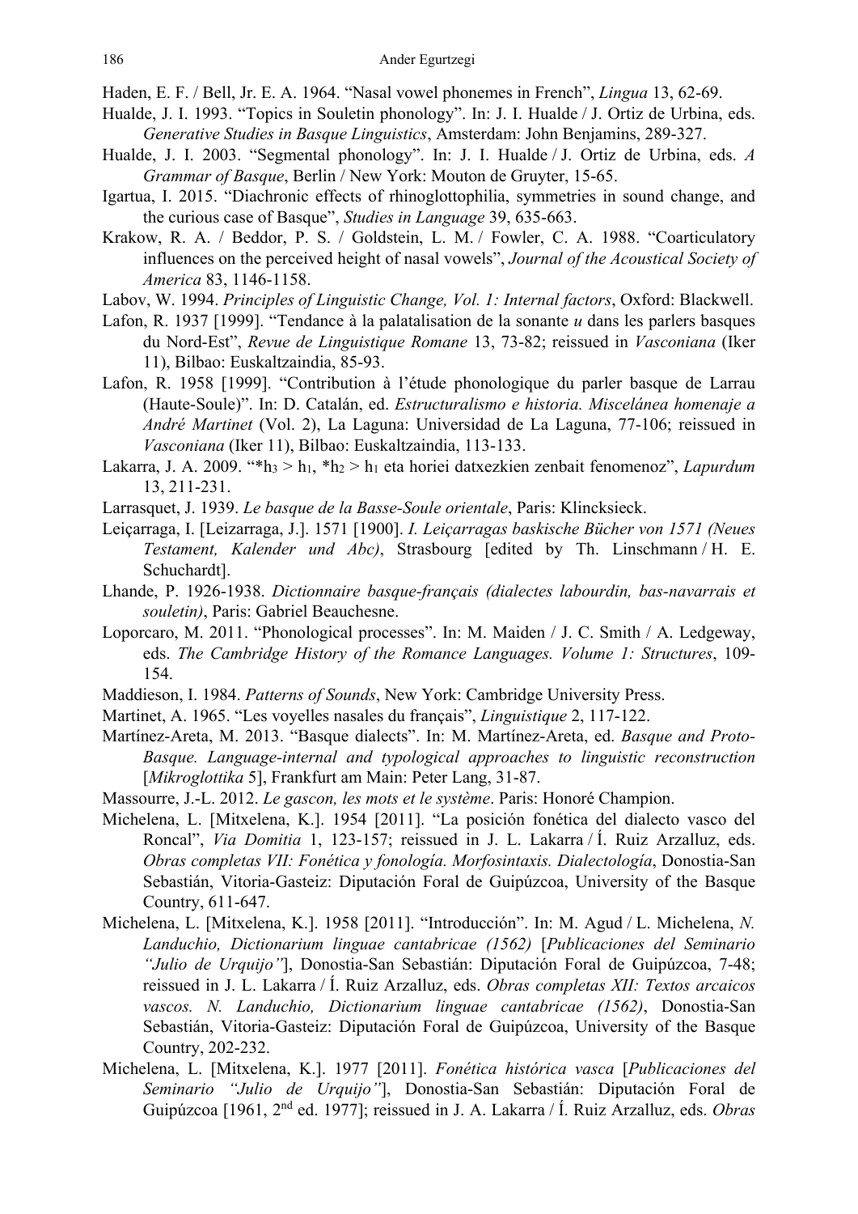Haden, E. F. / Bell, Jr. E. A. 1964. "Nasal vowel phonemes in French", *Lingua* 13, 62-69.

Hualde, J. I. 1993. "Topics in Souletin phonology". In: J. I. Hualde / J. Ortiz de Urbina, eds. *Generative Studies in Basque Linguistics*, Amsterdam: John Benjamins, 289-327.

Hualde, J. I. 2003. "Segmental phonology". In: J. I. Hualde / J. Ortiz de Urbina, eds. *A Grammar of Basque*, Berlin / New York: Mouton de Gruyter, 15-65.

Igartua, I. 2015. "Diachronic effects of rhinoglottophilia, symmetries in sound change, and the curious case of Basque", *Studies in Language* 39, 635-663.

Krakow, R. A. / Beddor, P. S. / Goldstein, L. M. / Fowler, C. A. 1988. "Coarticulatory influences on the perceived height of nasal vowels", *Journal of the Acoustical Society of America* 83, 1146-1158.

Labov, W. 1994. *Principles of Linguistic Change, Vol. 1: Internal factors*, Oxford: Blackwell.

Lafon, R. 1937 [1999]. "Tendance à la palatalisation de la sonante *u* dans les parlers basques du Nord-Est", *Revue de Linguistique Romane* 13, 73-82; reissued in *Vasconiana* (Iker 11), Bilbao: Euskaltzaindia, 85-93.

Lafon, R. 1958 [1999]. "Contribution à l'étude phonologique du parler basque de Larrau (Haute-Soule)". In: D. Catalán, ed. *Estructuralismo e historia. Miscelánea homenaje a André Martinet* (Vol. 2), La Laguna: Universidad de La Laguna, 77-106; reissued in *Vasconiana* (Iker 11), Bilbao: Euskaltzaindia, 113-133.

Lakarra, J. A. 2009. "$*h_3 > h_1$, $*h_2 > h_1$ eta horiei datxezkien zenbait fenomenoz", *Lapurdum* 13, 211-231.

Larrasquet, J. 1939. *Le basque de la Basse-Soule orientale*, Paris: Klincksieck.

Leiçarraga, I. [Leizarraga, J.]. 1571 [1900]. *I. Leiçarragas baskische Bücher von 1571 (Neues Testament, Kalender und Abc)*, Strasbourg [edited by Th. Linschmann / H. E. Schuchardt].

Lhande, P. 1926-1938. *Dictionnaire basque-français (dialectes labourdin, bas-navarrais et souletin)*, Paris: Gabriel Beauchesne.

Loporcaro, M. 2011. "Phonological processes". In: M. Maiden / J. C. Smith / A. Ledgeway, eds. *The Cambridge History of the Romance Languages. Volume 1: Structures*, 109-154.

Maddieson, I. 1984. *Patterns of Sounds*, New York: Cambridge University Press.

Martinet, A. 1965. "Les voyelles nasales du français", *Linguistique* 2, 117-122.

Martínez-Areta, M. 2013. "Basque dialects". In: M. Martínez-Areta, ed. *Basque and Proto-Basque. Language-internal and typological approaches to linguistic reconstruction* [*Mikroglottika* 5], Frankfurt am Main: Peter Lang, 31-87.

Massourre, J.-L. 2012. *Le gascon, les mots et le système*. Paris: Honoré Champion.

Michelena, L. [Mitxelena, K.]. 1954 [2011]. "La posición fonética del dialecto vasco del Roncal", *Via Domitia* 1, 123-157; reissued in J. L. Lakarra / Í. Ruiz Arzalluz, eds. *Obras completas VII: Fonética y fonología. Morfosintaxis. Dialectología*, Donostia-San Sebastián, Vitoria-Gasteiz: Diputación Foral de Guipúzcoa, University of the Basque Country, 611-647.

Michelena, L. [Mitxelena, K.]. 1958 [2011]. "Introducción". In: M. Agud / L. Michelena, *N. Landuchio, Dictionarium linguae cantabricae (1562)* [*Publicaciones del Seminario "Julio de Urquijo"*], Donostia-San Sebastián: Diputación Foral de Guipúzcoa, 7-48; reissued in J. L. Lakarra / Í. Ruiz Arzalluz, eds. *Obras completas XII: Textos arcaicos vascos. N. Landuchio, Dictionarium linguae cantabricae (1562)*, Donostia-San Sebastián, Vitoria-Gasteiz: Diputación Foral de Guipúzcoa, University of the Basque Country, 202-232.

Michelena, L. [Mitxelena, K.]. 1977 [2011]. *Fonética histórica vasca* [*Publicaciones del Seminario "Julio de Urquijo"*], Donostia-San Sebastián: Diputación Foral de Guipúzcoa [1961, 2nd ed. 1977]; reissued in J. A. Lakarra / Í. Ruiz Arzalluz, eds. *Obras*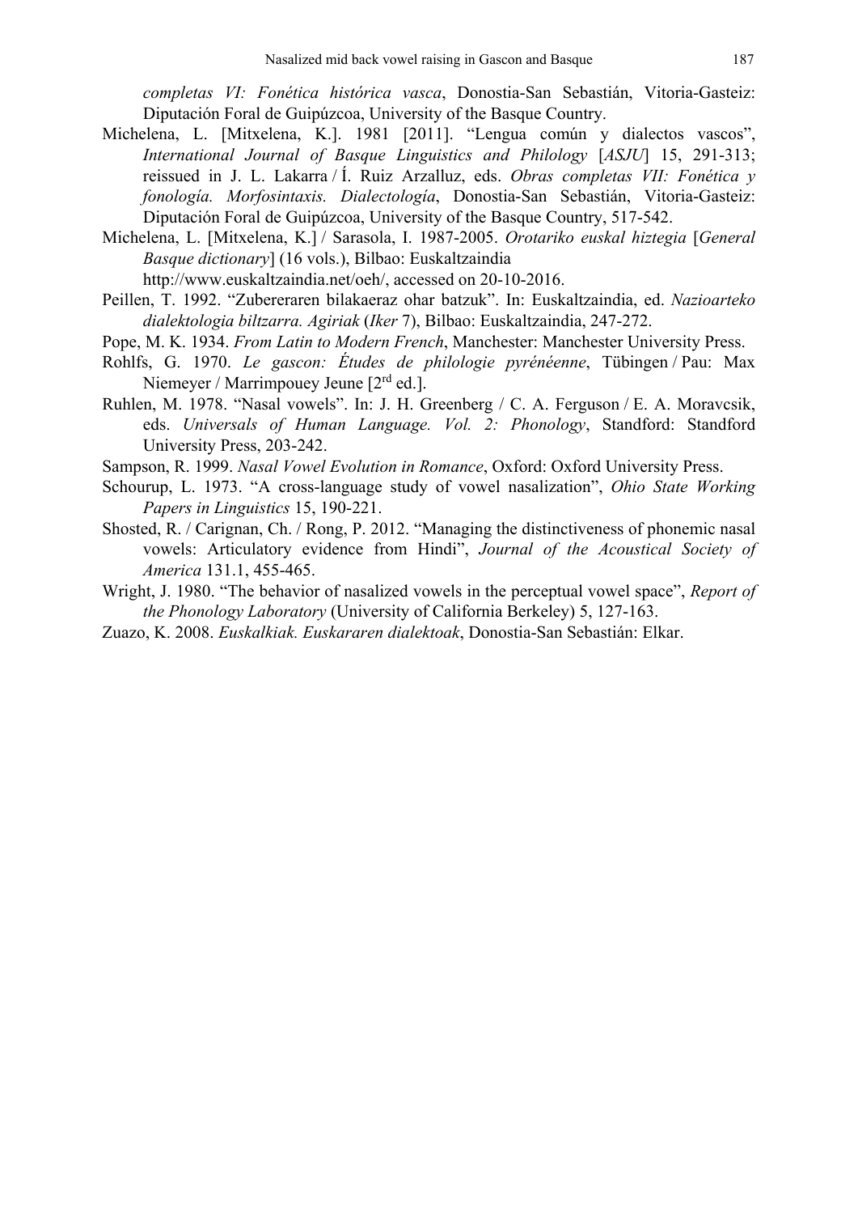*completas VI: Fonética histórica vasca*, Donostia-San Sebastián, Vitoria-Gasteiz: Diputación Foral de Guipúzcoa, University of the Basque Country.

Michelena, L. [Mitxelena, K.]. 1981 [2011]. "Lengua común y dialectos vascos", *International Journal of Basque Linguistics and Philology* [*ASJU*] 15, 291-313; reissued in J. L. Lakarra / Í. Ruiz Arzalluz, eds. *Obras completas VII: Fonética y fonología. Morfosintaxis. Dialectología*, Donostia-San Sebastián, Vitoria-Gasteiz: Diputación Foral de Guipúzcoa, University of the Basque Country, 517-542.

Michelena, L. [Mitxelena, K.] / Sarasola, I. 1987-2005. *Orotariko euskal hiztegia* [*General Basque dictionary*] (16 vols.), Bilbao: Euskaltzaindia http://www.euskaltzaindia.net/oeh/, accessed on 20-10-2016.

Peillen, T. 1992. "Zubereraren bilakaeraz ohar batzuk". In: Euskaltzaindia, ed. *Nazioarteko dialektologia biltzarra. Agiriak* (*Iker* 7), Bilbao: Euskaltzaindia, 247-272.

Pope, M. K. 1934. *From Latin to Modern French*, Manchester: Manchester University Press.

Rohlfs, G. 1970. *Le gascon: Études de philologie pyrénéenne*, Tübingen / Pau: Max Niemeyer / Marrimpouey Jeune [2rd ed.].

Ruhlen, M. 1978. "Nasal vowels". In: J. H. Greenberg / C. A. Ferguson / E. A. Moravcsik, eds. *Universals of Human Language. Vol. 2: Phonology*, Standford: Standford University Press, 203-242.

Sampson, R. 1999. *Nasal Vowel Evolution in Romance*, Oxford: Oxford University Press.

Schourup, L. 1973. "A cross-language study of vowel nasalization", *Ohio State Working Papers in Linguistics* 15, 190-221.

Shosted, R. / Carignan, Ch. / Rong, P. 2012. "Managing the distinctiveness of phonemic nasal vowels: Articulatory evidence from Hindi", *Journal of the Acoustical Society of America* 131.1, 455-465.

Wright, J. 1980. "The behavior of nasalized vowels in the perceptual vowel space", *Report of the Phonology Laboratory* (University of California Berkeley) 5, 127-163.

Zuazo, K. 2008. *Euskalkiak. Euskararen dialektoak*, Donostia-San Sebastián: Elkar.